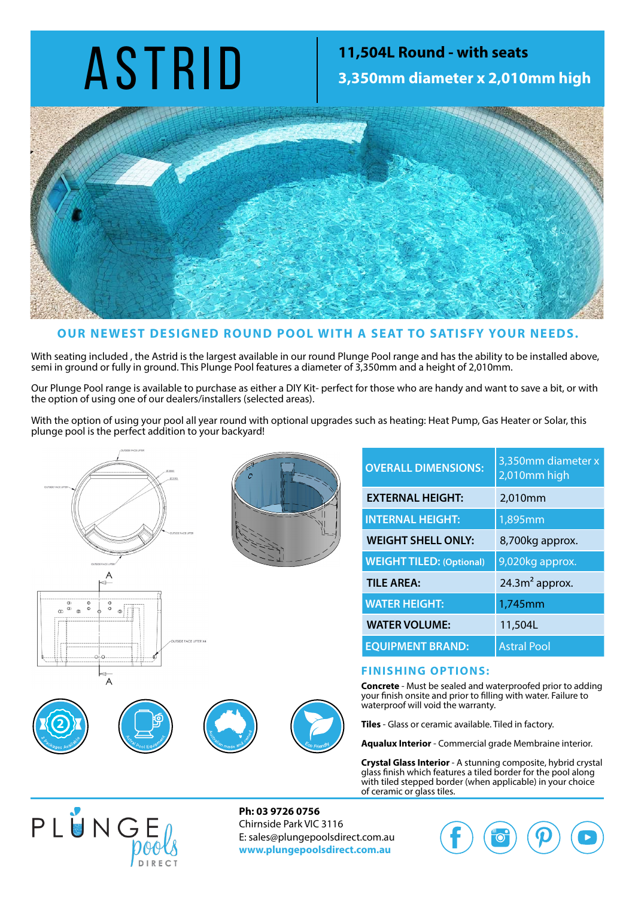# ASTRID

## 11,504L Round - with seats
## 3,350mm diameter x 2,010mm high

## OUR NEWEST DESIGNED ROUND POOL WITH A SEAT TO SATISFY YOUR NEEDS.

With seating included , the Astrid is the largest available in our round Plunge Pool range and has the ability to be installed above, semi in ground or fully in ground. This Plunge Pool features a diameter of 3,350mm and a height of 2,010mm.

Our Plunge Pool range is available to purchase as either a DIY Kit- perfect for those who are handy and want to save a bit, or with the option of using one of our dealers/installers (selected areas).

With the option of using your pool all year round with optional upgrades such as heating: Heat Pump, Gas Heater or Solar, this plunge pool is the perfect addition to your backyard!

| | |
|---|---|
| **OVERALL DIMENSIONS:** | 3,350mm diameter x 2,010mm high |
| **EXTERNAL HEIGHT:** | 2,010mm |
| **INTERNAL HEIGHT:** | 1,895mm |
| **WEIGHT SHELL ONLY:** | 8,700kg approx. |
| **WEIGHT TILED: (Optional)** | 9,020kg approx. |
| **TILE AREA:** | 24.3m² approx. |
| **WATER HEIGHT:** | 1,745mm |
| **WATER VOLUME:** | 11,504L |
| **EQUIPMENT BRAND:** | Astral Pool |

### FINISHING OPTIONS:

**Concrete** - Must be sealed and waterproofed prior to adding your finish onsite and prior to filling with water. Failure to waterproof will void the warranty.

**Tiles** - Glass or ceramic available. Tiled in factory.

**Aqualux Interior** - Commercial grade Membraine interior.

**Crystal Glass Interior** - A stunning composite, hybrid crystal glass finish which features a tiled border for the pool along with tiled stepped border (when applicable) in your choice of ceramic or glass tiles.

2 Packages Available · Astral Pool Equipment · Australian made and owned · Eco Friendly

PLUNGE pools DIRECT

**Ph: 03 9726 0756**
Chirnside Park VIC 3116
E: sales@plungepoolsdirect.com.au
**www.plungepoolsdirect.com.au**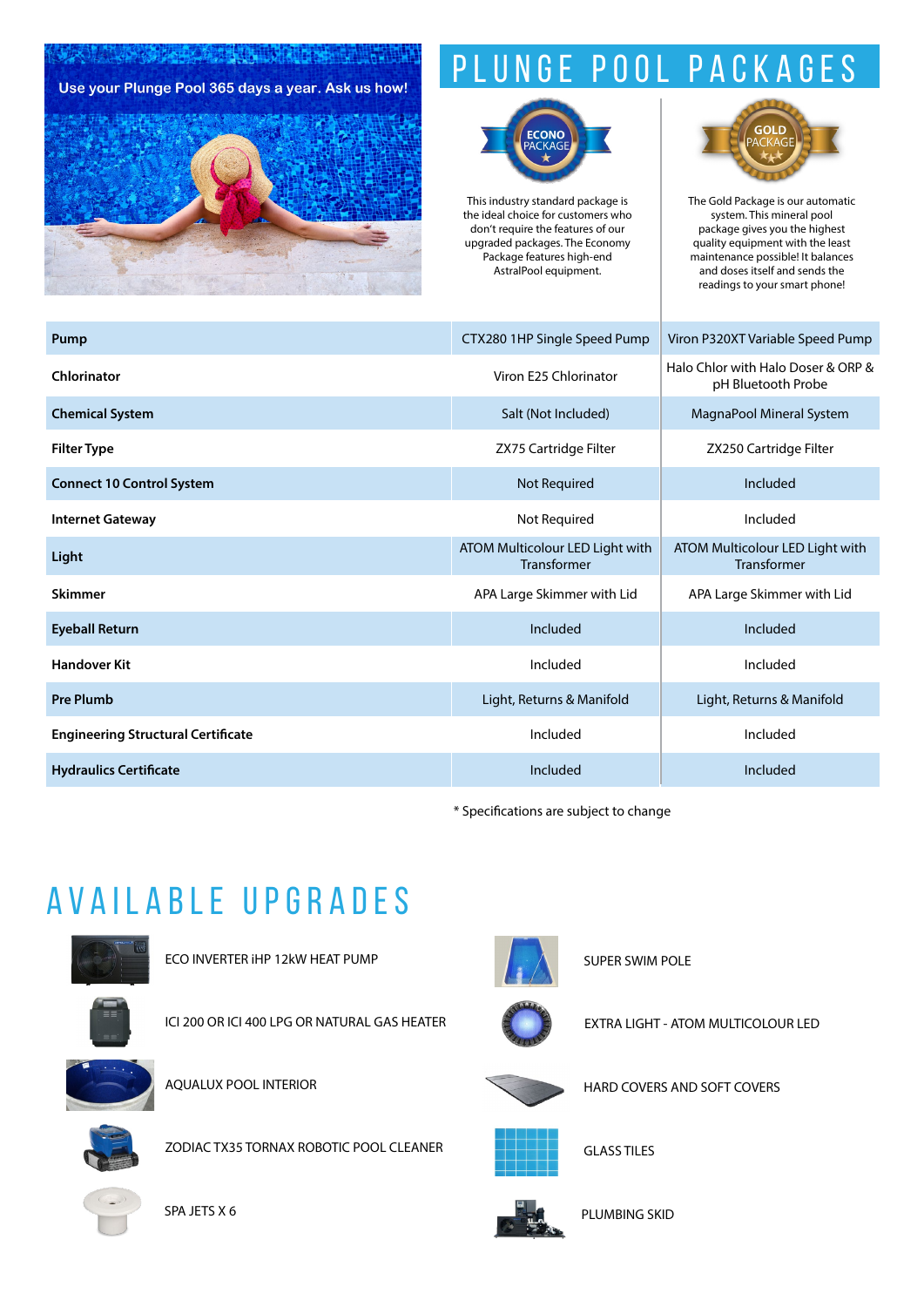Use your Plunge Pool 365 days a year. Ask us how!

# PLUNGE POOL PACKAGES

**ECONO PACKAGE**

This industry standard package is the ideal choice for customers who don't require the features of our upgraded packages. The Economy Package features high-end AstralPool equipment.

**GOLD PACKAGE**

The Gold Package is our automatic system. This mineral pool package gives you the highest quality equipment with the least maintenance possible! It balances and doses itself and sends the readings to your smart phone!

| | Econo Package | Gold Package |
|---|---|---|
| **Pump** | CTX280 1HP Single Speed Pump | Viron P320XT Variable Speed Pump |
| **Chlorinator** | Viron E25 Chlorinator | Halo Chlor with Halo Doser & ORP & pH Bluetooth Probe |
| **Chemical System** | Salt (Not Included) | MagnaPool Mineral System |
| **Filter Type** | ZX75 Cartridge Filter | ZX250 Cartridge Filter |
| **Connect 10 Control System** | Not Required | Included |
| **Internet Gateway** | Not Required | Included |
| **Light** | ATOM Multicolour LED Light with Transformer | ATOM Multicolour LED Light with Transformer |
| **Skimmer** | APA Large Skimmer with Lid | APA Large Skimmer with Lid |
| **Eyeball Return** | Included | Included |
| **Handover Kit** | Included | Included |
| **Pre Plumb** | Light, Returns & Manifold | Light, Returns & Manifold |
| **Engineering Structural Certificate** | Included | Included |
| **Hydraulics Certificate** | Included | Included |

* Specifications are subject to change

# AVAILABLE UPGRADES

- ECO INVERTER iHP 12kW HEAT PUMP
- ICI 200 OR ICI 400 LPG OR NATURAL GAS HEATER
- AQUALUX POOL INTERIOR
- ZODIAC TX35 TORNAX ROBOTIC POOL CLEANER
- SPA JETS X 6
- SUPER SWIM POLE
- EXTRA LIGHT - ATOM MULTICOLOUR LED
- HARD COVERS AND SOFT COVERS
- GLASS TILES
- PLUMBING SKID